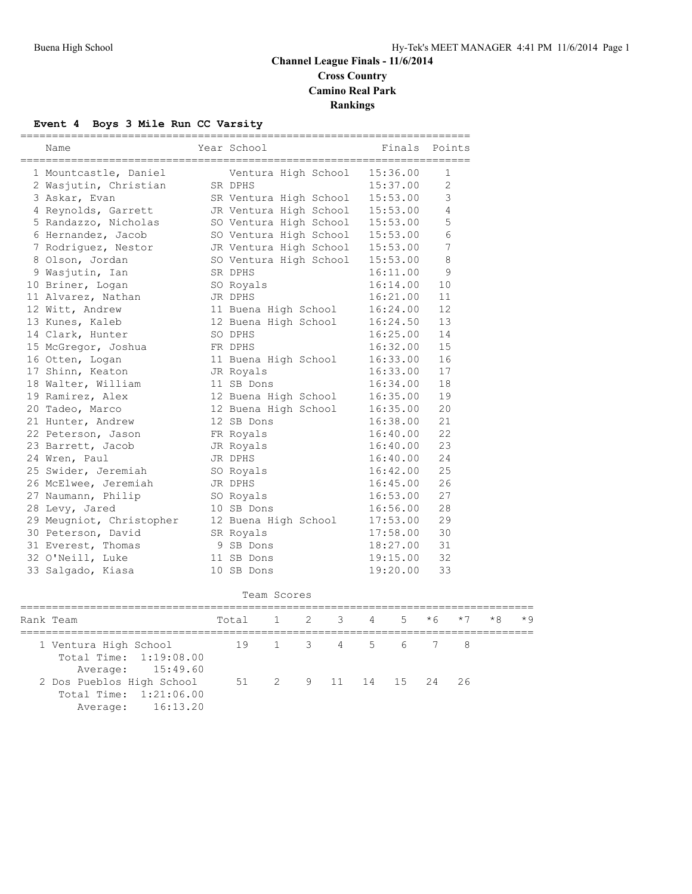# Channel League Finals - 11/6/2014

## Cross Country

## Camino Real Park

## Rankings

### Event 4 Boys 3 Mile Run CC Varsity

| | Name | Year | School | Finals | Points |
|---|---|---|---|---|---|
| 1 | Mountcastle, Daniel | | Ventura High School | 15:36.00 | 1 |
| 2 | Wasjutin, Christian | SR | DPHS | 15:37.00 | 2 |
| 3 | Askar, Evan | SR | Ventura High School | 15:53.00 | 3 |
| 4 | Reynolds, Garrett | JR | Ventura High School | 15:53.00 | 4 |
| 5 | Randazzo, Nicholas | SO | Ventura High School | 15:53.00 | 5 |
| 6 | Hernandez, Jacob | SO | Ventura High School | 15:53.00 | 6 |
| 7 | Rodriguez, Nestor | JR | Ventura High School | 15:53.00 | 7 |
| 8 | Olson, Jordan | SO | Ventura High School | 15:53.00 | 8 |
| 9 | Wasjutin, Ian | SR | DPHS | 16:11.00 | 9 |
| 10 | Briner, Logan | SO | Royals | 16:14.00 | 10 |
| 11 | Alvarez, Nathan | JR | DPHS | 16:21.00 | 11 |
| 12 | Witt, Andrew | 11 | Buena High School | 16:24.00 | 12 |
| 13 | Kunes, Kaleb | 12 | Buena High School | 16:24.50 | 13 |
| 14 | Clark, Hunter | SO | DPHS | 16:25.00 | 14 |
| 15 | McGregor, Joshua | FR | DPHS | 16:32.00 | 15 |
| 16 | Otten, Logan | 11 | Buena High School | 16:33.00 | 16 |
| 17 | Shinn, Keaton | JR | Royals | 16:33.00 | 17 |
| 18 | Walter, William | 11 | SB Dons | 16:34.00 | 18 |
| 19 | Ramirez, Alex | 12 | Buena High School | 16:35.00 | 19 |
| 20 | Tadeo, Marco | 12 | Buena High School | 16:35.00 | 20 |
| 21 | Hunter, Andrew | 12 | SB Dons | 16:38.00 | 21 |
| 22 | Peterson, Jason | FR | Royals | 16:40.00 | 22 |
| 23 | Barrett, Jacob | JR | Royals | 16:40.00 | 23 |
| 24 | Wren, Paul | JR | DPHS | 16:40.00 | 24 |
| 25 | Swider, Jeremiah | SO | Royals | 16:42.00 | 25 |
| 26 | McElwee, Jeremiah | JR | DPHS | 16:45.00 | 26 |
| 27 | Naumann, Philip | SO | Royals | 16:53.00 | 27 |
| 28 | Levy, Jared | 10 | SB Dons | 16:56.00 | 28 |
| 29 | Meugniot, Christopher | 12 | Buena High School | 17:53.00 | 29 |
| 30 | Peterson, David | SR | Royals | 17:58.00 | 30 |
| 31 | Everest, Thomas | 9 | SB Dons | 18:27.00 | 31 |
| 32 | O'Neill, Luke | 11 | SB Dons | 19:15.00 | 32 |
| 33 | Salgado, Kiasa | 10 | SB Dons | 19:20.00 | 33 |

#### Team Scores

| Rank | Team | Total | 1 | 2 | 3 | 4 | 5 | *6 | *7 | *8 | *9 |
|---|---|---|---|---|---|---|---|---|---|---|---|
| 1 | Ventura High School | 19 | 1 | 3 | 4 | 5 | 6 | 7 | 8 | | |
| | Total Time: 1:19:08.00 | | | | | | | | | | |
| | Average: 15:49.60 | | | | | | | | | | |
| 2 | Dos Pueblos High School | 51 | 2 | 9 | 11 | 14 | 15 | 24 | 26 | | |
| | Total Time: 1:21:06.00 | | | | | | | | | | |
| | Average: 16:13.20 | | | | | | | | | | |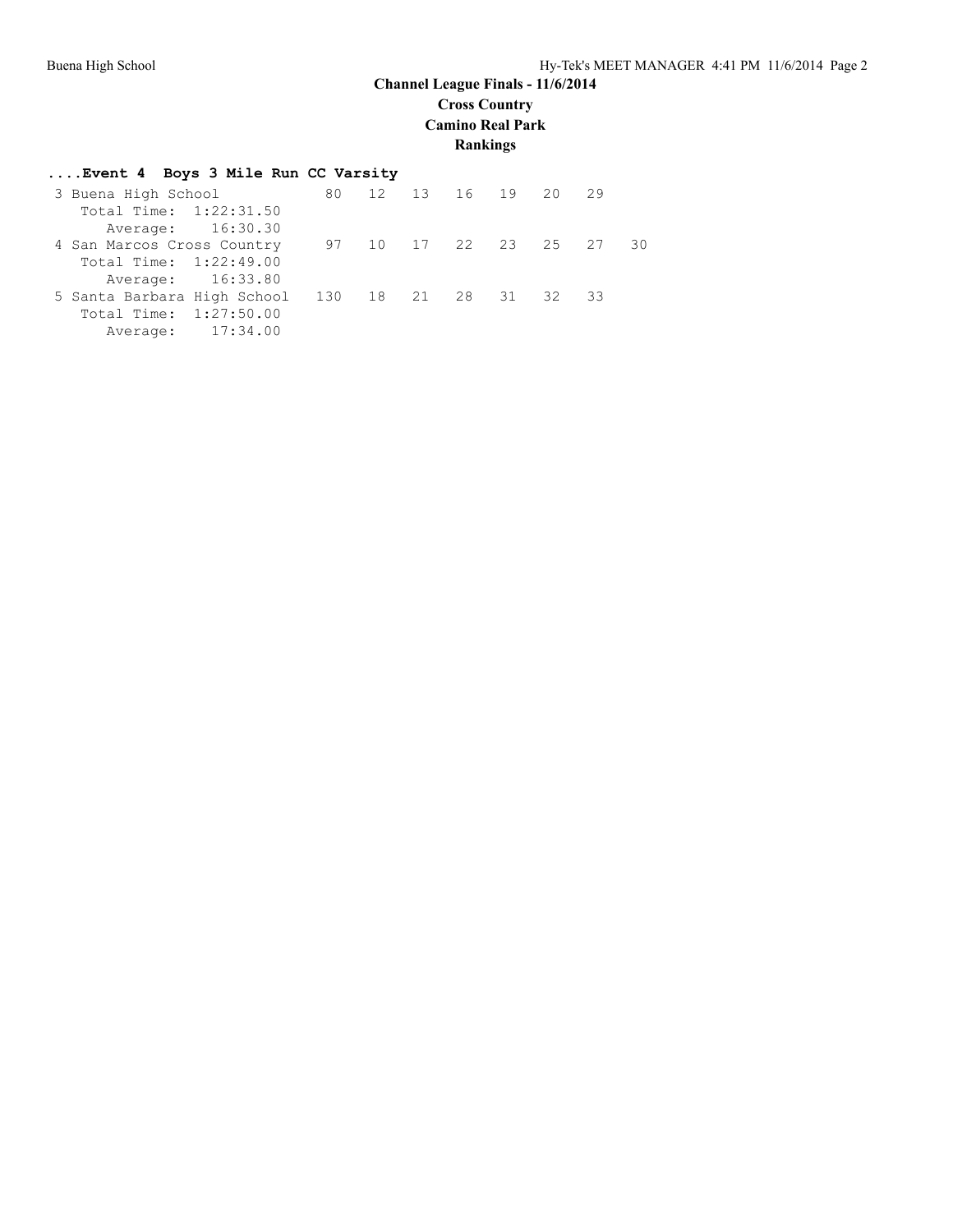**Channel League Finals - 11/6/2014**

**Cross Country**

**Camino Real Park**

**Rankings**

### ....Event 4 Boys 3 Mile Run CC Varsity

| | | | | | | | | | |
|---|---|---|---|---|---|---|---|---|---|
| 3 | Buena High School | 80 | 12 | 13 | 16 | 19 | 20 | 29 | |
| | Total Time: 1:22:31.50 | | | | | | | | |
| | Average: 16:30.30 | | | | | | | | |
| 4 | San Marcos Cross Country | 97 | 10 | 17 | 22 | 23 | 25 | 27 | 30 |
| | Total Time: 1:22:49.00 | | | | | | | | |
| | Average: 16:33.80 | | | | | | | | |
| 5 | Santa Barbara High School | 130 | 18 | 21 | 28 | 31 | 32 | 33 | |
| | Total Time: 1:27:50.00 | | | | | | | | |
| | Average: 17:34.00 | | | | | | | | |